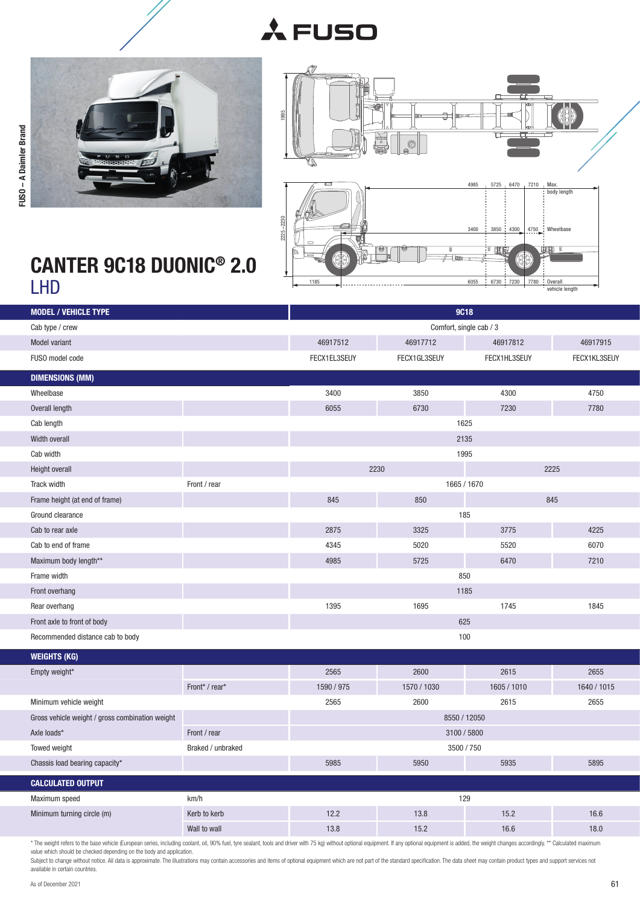# CANTER 9C18 DUONIC® 2.0

## LHD

| MODEL / VEHICLE TYPE | | 9C18 | | | |
|---|---|---|---|---|---|
| Cab type / crew | | Comfort, single cab / 3 | | | |
| Model variant | | 46917512 | 46917712 | 46917812 | 46917915 |
| FUSO model code | | FECX1EL3SEUY | FECX1GL3SEUY | FECX1HL3SEUY | FECX1KL3SEUY |
| **DIMENSIONS (MM)** | | | | | |
| Wheelbase | | 3400 | 3850 | 4300 | 4750 |
| Overall length | | 6055 | 6730 | 7230 | 7780 |
| Cab length | | 1625 | | | |
| Width overall | | 2135 | | | |
| Cab width | | 1995 | | | |
| Height overall | | 2230 | | 2225 | |
| Track width | Front / rear | 1665 / 1670 | | | |
| Frame height (at end of frame) | | 845 | 850 | 845 | |
| Ground clearance | | 185 | | | |
| Cab to rear axle | | 2875 | 3325 | 3775 | 4225 |
| Cab to end of frame | | 4345 | 5020 | 5520 | 6070 |
| Maximum body length** | | 4985 | 5725 | 6470 | 7210 |
| Frame width | | 850 | | | |
| Front overhang | | 1185 | | | |
| Rear overhang | | 1395 | 1695 | 1745 | 1845 |
| Front axle to front of body | | 625 | | | |
| Recommended distance cab to body | | 100 | | | |
| **WEIGHTS (KG)** | | | | | |
| Empty weight* | | 2565 | 2600 | 2615 | 2655 |
| | Front* / rear* | 1590 / 975 | 1570 / 1030 | 1605 / 1010 | 1640 / 1015 |
| Minimum vehicle weight | | 2565 | 2600 | 2615 | 2655 |
| Gross vehicle weight / gross combination weight | | 8550 / 12050 | | | |
| Axle loads* | Front / rear | 3100 / 5800 | | | |
| Towed weight | Braked / unbraked | 3500 / 750 | | | |
| Chassis load bearing capacity* | | 5985 | 5950 | 5935 | 5895 |
| **CALCULATED OUTPUT** | | | | | |
| Maximum speed | km/h | 129 | | | |
| Minimum turning circle (m) | Kerb to kerb | 12.2 | 13.8 | 15.2 | 16.6 |
| | Wall to wall | 13.8 | 15.2 | 16.6 | 18.0 |

* The weight refers to the base vehicle (European series, including coolant, oil, 90% fuel, tyre sealant, tools and driver with 75 kg) without optional equipment. If any optional equipment is added, the weight changes accordingly. ** Calculated maximum value which should be checked depending on the body and application.

Subject to change without notice. All data is approximate. The illustrations may contain accessories and items of optional equipment which are not part of the standard specification. The data sheet may contain product types and support services not available in certain countries.

As of December 2021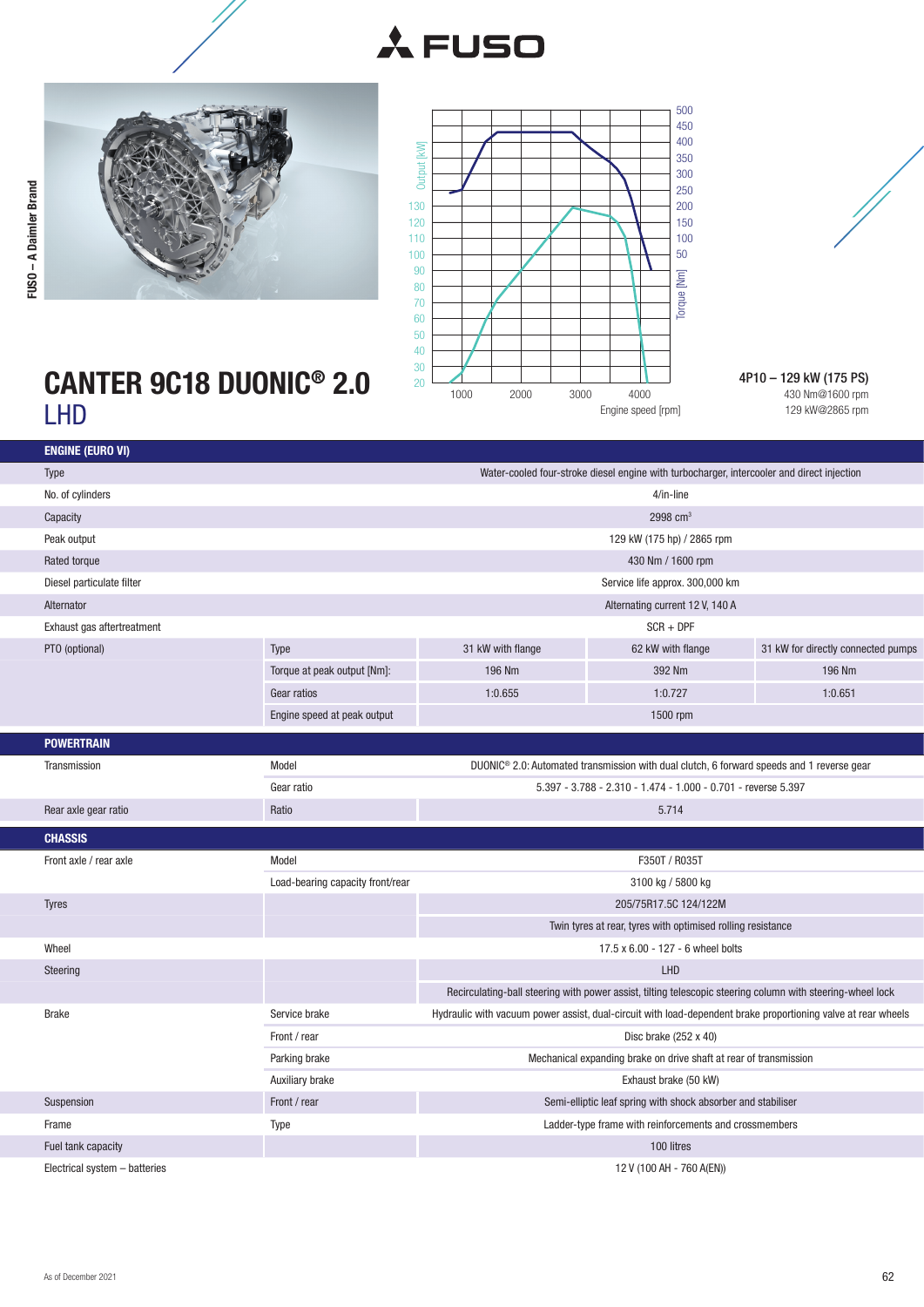# CANTER 9C18 DUONIC® 2.0
## LHD

**4P10 – 129 kW (175 PS)**
430 Nm@1600 rpm
129 kW@2865 rpm

| **ENGINE (EURO VI)** | | | | |
|---|---|---|---|---|
| Type | Water-cooled four-stroke diesel engine with turbocharger, intercooler and direct injection | | | |
| No. of cylinders | 4/in-line | | | |
| Capacity | 2998 cm³ | | | |
| Peak output | 129 kW (175 hp) / 2865 rpm | | | |
| Rated torque | 430 Nm / 1600 rpm | | | |
| Diesel particulate filter | Service life approx. 300,000 km | | | |
| Alternator | Alternating current 12 V, 140 A | | | |
| Exhaust gas aftertreatment | SCR + DPF | | | |
| PTO (optional) | Type | 31 kW with flange | 62 kW with flange | 31 kW for directly connected pumps |
| | Torque at peak output [Nm]: | 196 Nm | 392 Nm | 196 Nm |
| | Gear ratios | 1:0.655 | 1:0.727 | 1:0.651 |
| | Engine speed at peak output | 1500 rpm | | |

| **POWERTRAIN** | | |
|---|---|---|
| Transmission | Model | DUONIC® 2.0: Automated transmission with dual clutch, 6 forward speeds and 1 reverse gear |
| | Gear ratio | 5.397 - 3.788 - 2.310 - 1.474 - 1.000 - 0.701 - reverse 5.397 |
| Rear axle gear ratio | Ratio | 5.714 |

| **CHASSIS** | | |
|---|---|---|
| Front axle / rear axle | Model | F350T / R035T |
| | Load-bearing capacity front/rear | 3100 kg / 5800 kg |
| Tyres | | 205/75R17.5C 124/122M |
| | | Twin tyres at rear, tyres with optimised rolling resistance |
| Wheel | | 17.5 x 6.00 - 127 - 6 wheel bolts |
| Steering | | LHD |
| | | Recirculating-ball steering with power assist, tilting telescopic steering column with steering-wheel lock |
| Brake | Service brake | Hydraulic with vacuum power assist, dual-circuit with load-dependent brake proportioning valve at rear wheels |
| | Front / rear | Disc brake (252 x 40) |
| | Parking brake | Mechanical expanding brake on drive shaft at rear of transmission |
| | Auxiliary brake | Exhaust brake (50 kW) |
| Suspension | Front / rear | Semi-elliptic leaf spring with shock absorber and stabiliser |
| Frame | Type | Ladder-type frame with reinforcements and crossmembers |
| Fuel tank capacity | | 100 litres |
| Electrical system – batteries | | 12 V (100 AH - 760 A(EN)) |

As of December 2021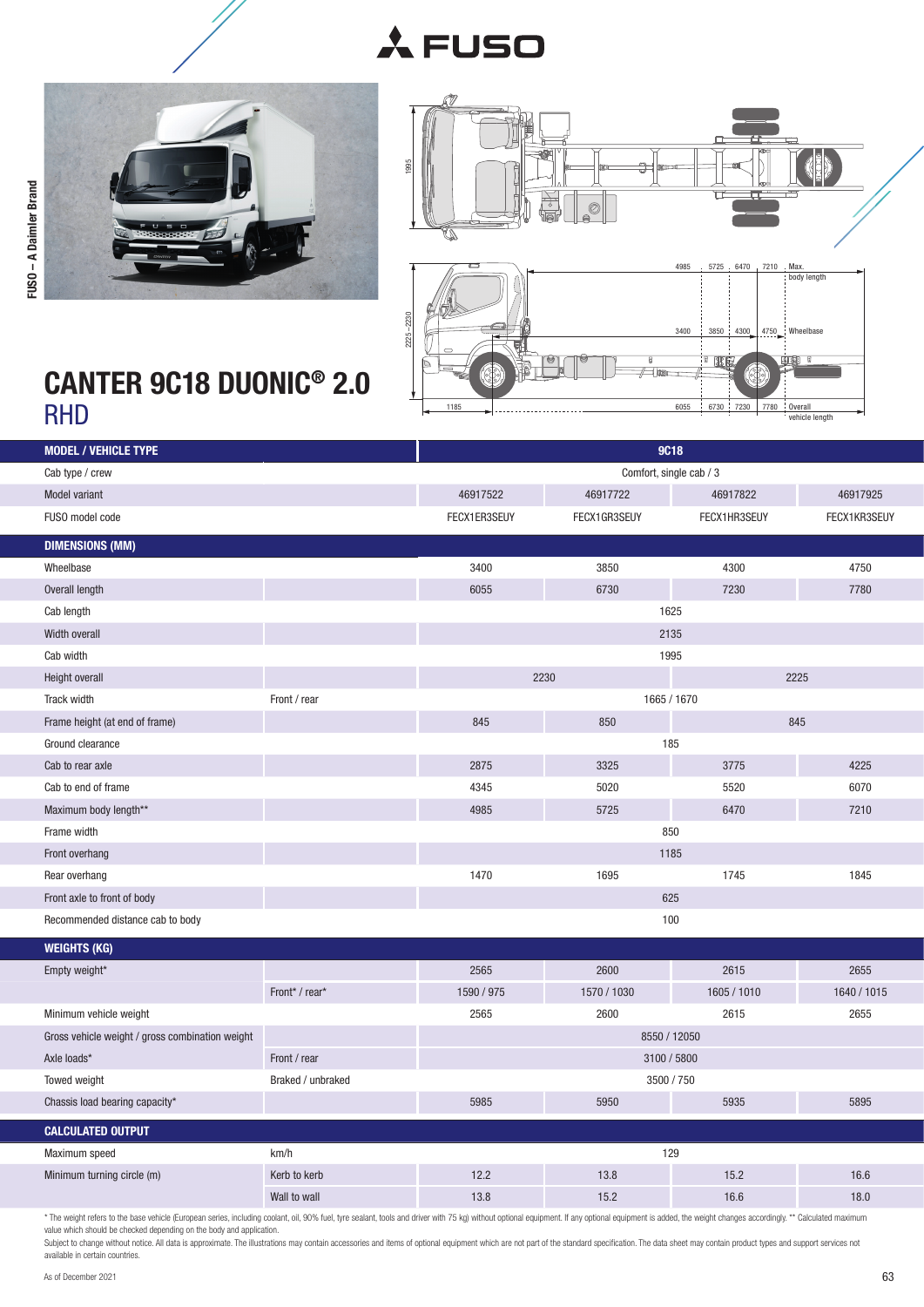# CANTER 9C18 DUONIC® 2.0
## RHD

| MODEL / VEHICLE TYPE | | 9C18 | | | |
|---|---|---|---|---|---|
| Cab type / crew | | Comfort, single cab / 3 | | | |
| Model variant | | 46917522 | 46917722 | 46917822 | 46917925 |
| FUSO model code | | FECX1ER3SEUY | FECX1GR3SEUY | FECX1HR3SEUY | FECX1KR3SEUY |
| **DIMENSIONS (MM)** | | | | | |
| Wheelbase | | 3400 | 3850 | 4300 | 4750 |
| Overall length | | 6055 | 6730 | 7230 | 7780 |
| Cab length | | 1625 | | | |
| Width overall | | 2135 | | | |
| Cab width | | 1995 | | | |
| Height overall | | 2230 | | 2225 | |
| Track width | Front / rear | 1665 / 1670 | | | |
| Frame height (at end of frame) | | 845 | 850 | 845 | |
| Ground clearance | | 185 | | | |
| Cab to rear axle | | 2875 | 3325 | 3775 | 4225 |
| Cab to end of frame | | 4345 | 5020 | 5520 | 6070 |
| Maximum body length** | | 4985 | 5725 | 6470 | 7210 |
| Frame width | | 850 | | | |
| Front overhang | | 1185 | | | |
| Rear overhang | | 1470 | 1695 | 1745 | 1845 |
| Front axle to front of body | | 625 | | | |
| Recommended distance cab to body | | 100 | | | |
| **WEIGHTS (KG)** | | | | | |
| Empty weight* | | 2565 | 2600 | 2615 | 2655 |
| | Front* / rear* | 1590 / 975 | 1570 / 1030 | 1605 / 1010 | 1640 / 1015 |
| Minimum vehicle weight | | 2565 | 2600 | 2615 | 2655 |
| Gross vehicle weight / gross combination weight | | 8550 / 12050 | | | |
| Axle loads* | Front / rear | 3100 / 5800 | | | |
| Towed weight | Braked / unbraked | 3500 / 750 | | | |
| Chassis load bearing capacity* | | 5985 | 5950 | 5935 | 5895 |
| **CALCULATED OUTPUT** | | | | | |
| Maximum speed | km/h | 129 | | | |
| Minimum turning circle (m) | Kerb to kerb | 12.2 | 13.8 | 15.2 | 16.6 |
| | Wall to wall | 13.8 | 15.2 | 16.6 | 18.0 |

\* The weight refers to the base vehicle (European series, including coolant, oil, 90% fuel, tyre sealant, tools and driver with 75 kg) without optional equipment. If any optional equipment is added, the weight changes accordingly. ** Calculated maximum value which should be checked depending on the body and application.

Subject to change without notice. All data is approximate. The illustrations may contain accessories and items of optional equipment which are not part of the standard specification. The data sheet may contain product types and support services not available in certain countries.

As of December 2021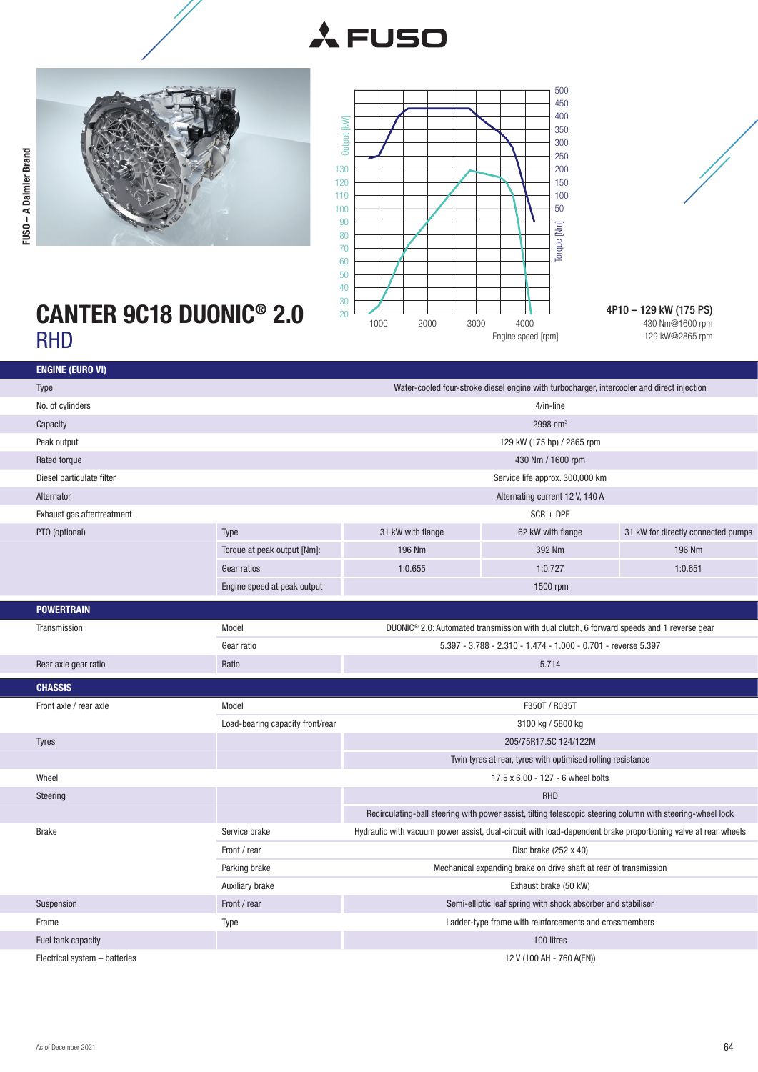# CANTER 9C18 DUONIC® 2.0

## RHD

Output [kW]
130
120
110
100
90
80
70
60
50
40
30
20

500
450
400
350
300
250
200
150
100
50
Torque [Nm]

1000
2000
3000
4000
Engine speed [rpm]

**4P10 – 129 kW (175 PS)**
430 Nm@1600 rpm
129 kW@2865 rpm

| | | | | |
|---|---|---|---|---|
| **ENGINE (EURO VI)** | | | | |
| Type | | Water-cooled four-stroke diesel engine with turbocharger, intercooler and direct injection | | |
| No. of cylinders | | 4/in-line | | |
| Capacity | | 2998 cm³ | | |
| Peak output | | 129 kW (175 hp) / 2865 rpm | | |
| Rated torque | | 430 Nm / 1600 rpm | | |
| Diesel particulate filter | | Service life approx. 300,000 km | | |
| Alternator | | Alternating current 12 V, 140 A | | |
| Exhaust gas aftertreatment | | SCR + DPF | | |
| PTO (optional) | Type | 31 kW with flange | 62 kW with flange | 31 kW for directly connected pumps |
| | Torque at peak output [Nm]: | 196 Nm | 392 Nm | 196 Nm |
| | Gear ratios | 1:0.655 | 1:0.727 | 1:0.651 |
| | Engine speed at peak output | 1500 rpm | | |
| **POWERTRAIN** | | | | |
| Transmission | Model | DUONIC® 2.0: Automated transmission with dual clutch, 6 forward speeds and 1 reverse gear | | |
| | Gear ratio | 5.397 - 3.788 - 2.310 - 1.474 - 1.000 - 0.701 - reverse 5.397 | | |
| Rear axle gear ratio | Ratio | 5.714 | | |
| **CHASSIS** | | | | |
| Front axle / rear axle | Model | F350T / R035T | | |
| | Load-bearing capacity front/rear | 3100 kg / 5800 kg | | |
| Tyres | | 205/75R17.5C 124/122M | | |
| | | Twin tyres at rear, tyres with optimised rolling resistance | | |
| Wheel | | 17.5 x 6.00 - 127 - 6 wheel bolts | | |
| Steering | | RHD | | |
| | | Recirculating-ball steering with power assist, tilting telescopic steering column with steering-wheel lock | | |
| Brake | Service brake | Hydraulic with vacuum power assist, dual-circuit with load-dependent brake proportioning valve at rear wheels | | |
| | Front / rear | Disc brake (252 x 40) | | |
| | Parking brake | Mechanical expanding brake on drive shaft at rear of transmission | | |
| | Auxiliary brake | Exhaust brake (50 kW) | | |
| Suspension | Front / rear | Semi-elliptic leaf spring with shock absorber and stabiliser | | |
| Frame | Type | Ladder-type frame with reinforcements and crossmembers | | |
| Fuel tank capacity | | 100 litres | | |
| Electrical system – batteries | | 12 V (100 AH - 760 A(EN)) | | |

As of December 2021